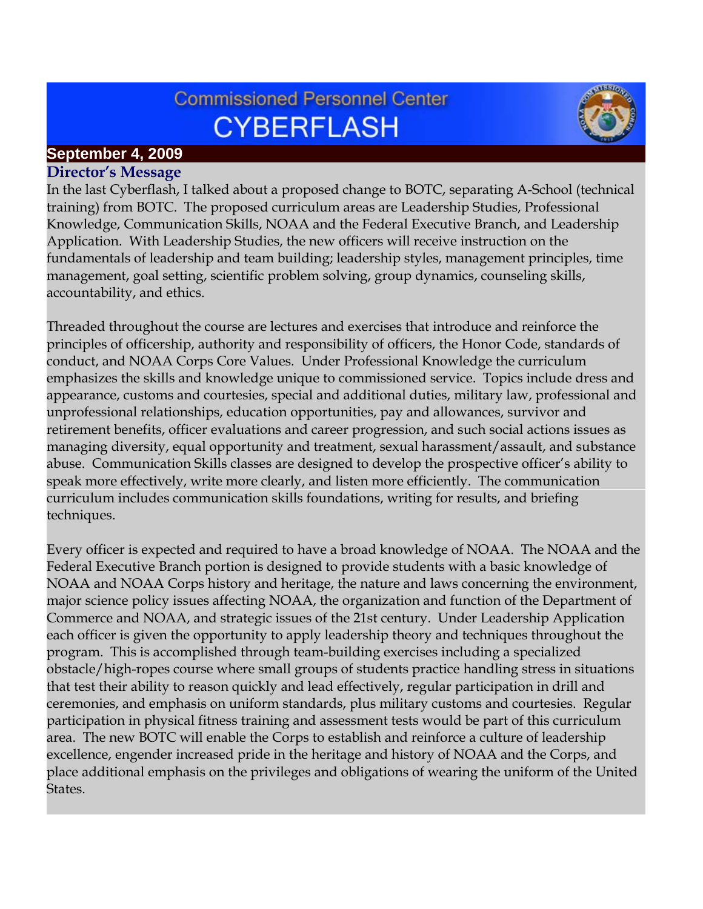# Commissioned Personnel Center CYBERFLASH

**September 4, 2009**

## Director's Message

In the last Cyberflash, I talked about a proposed change to BOTC, separating A-School (technical training) from BOTC. The proposed curriculum areas are Leadership Studies, Professional Knowledge, Communication Skills, NOAA and the Federal Executive Branch, and Leadership Application. With Leadership Studies, the new officers will receive instruction on the fundamentals of leadership and team building; leadership styles, management principles, time management, goal setting, scientific problem solving, group dynamics, counseling skills, accountability, and ethics.

Threaded throughout the course are lectures and exercises that introduce and reinforce the principles of officership, authority and responsibility of officers, the Honor Code, standards of conduct, and NOAA Corps Core Values. Under Professional Knowledge the curriculum emphasizes the skills and knowledge unique to commissioned service. Topics include dress and appearance, customs and courtesies, special and additional duties, military law, professional and unprofessional relationships, education opportunities, pay and allowances, survivor and retirement benefits, officer evaluations and career progression, and such social actions issues as managing diversity, equal opportunity and treatment, sexual harassment/assault, and substance abuse. Communication Skills classes are designed to develop the prospective officer's ability to speak more effectively, write more clearly, and listen more efficiently. The communication curriculum includes communication skills foundations, writing for results, and briefing techniques.

Every officer is expected and required to have a broad knowledge of NOAA. The NOAA and the Federal Executive Branch portion is designed to provide students with a basic knowledge of NOAA and NOAA Corps history and heritage, the nature and laws concerning the environment, major science policy issues affecting NOAA, the organization and function of the Department of Commerce and NOAA, and strategic issues of the 21st century. Under Leadership Application each officer is given the opportunity to apply leadership theory and techniques throughout the program. This is accomplished through team-building exercises including a specialized obstacle/high-ropes course where small groups of students practice handling stress in situations that test their ability to reason quickly and lead effectively, regular participation in drill and ceremonies, and emphasis on uniform standards, plus military customs and courtesies. Regular participation in physical fitness training and assessment tests would be part of this curriculum area. The new BOTC will enable the Corps to establish and reinforce a culture of leadership excellence, engender increased pride in the heritage and history of NOAA and the Corps, and place additional emphasis on the privileges and obligations of wearing the uniform of the United States.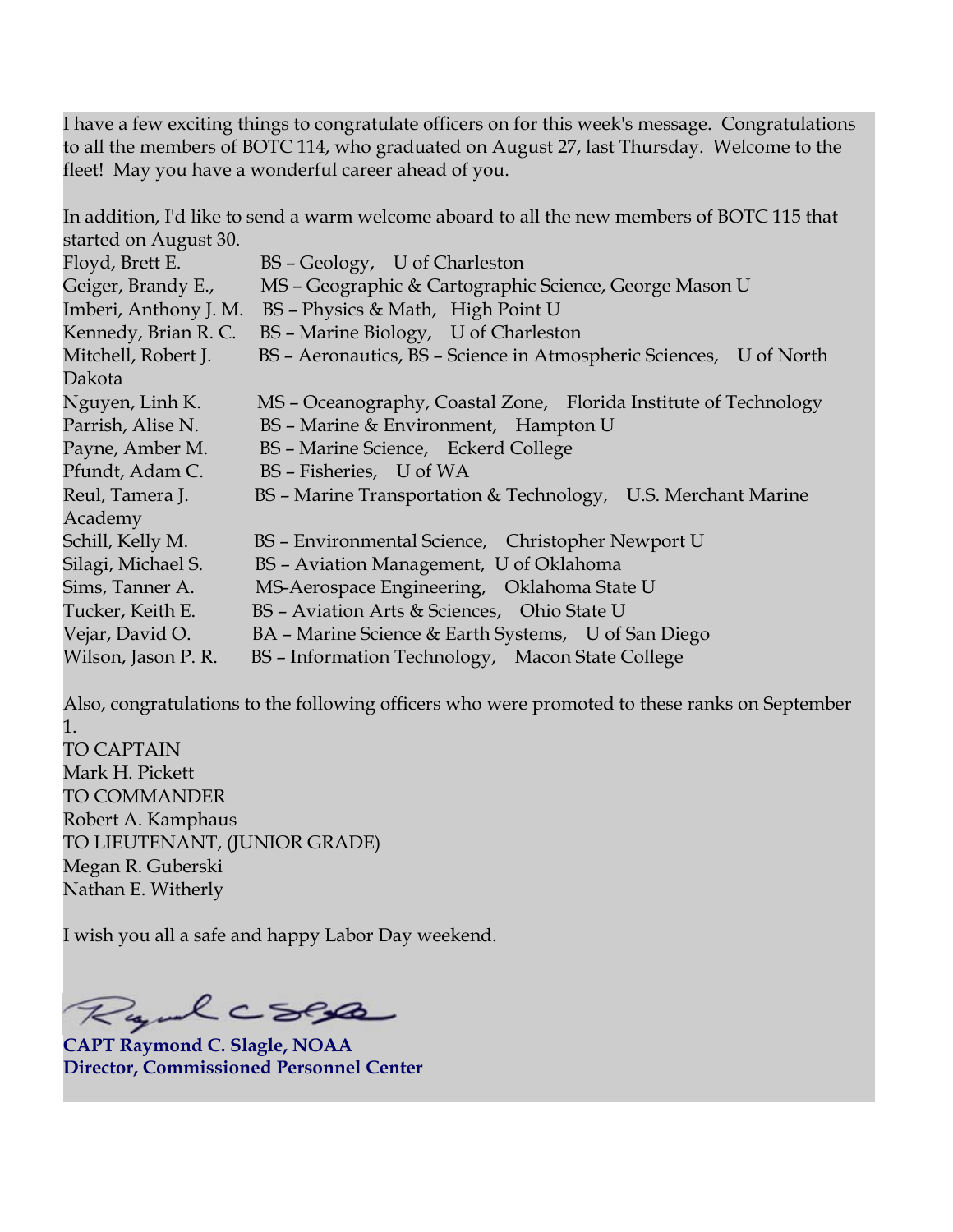I have a few exciting things to congratulate officers on for this week's message. Congratulations to all the members of BOTC 114, who graduated on August 27, last Thursday. Welcome to the fleet! May you have a wonderful career ahead of you.

In addition, I'd like to send a warm welcome aboard to all the new members of BOTC 115 that started on August 30.

| Name | Degree, School |
| --- | --- |
| Floyd, Brett E. | BS – Geology, U of Charleston |
| Geiger, Brandy E., | MS – Geographic & Cartographic Science, George Mason U |
| Imberi, Anthony J. M. | BS – Physics & Math, High Point U |
| Kennedy, Brian R. C. | BS – Marine Biology, U of Charleston |
| Mitchell, Robert J. | BS – Aeronautics, BS – Science in Atmospheric Sciences, U of North Dakota |
| Nguyen, Linh K. | MS – Oceanography, Coastal Zone, Florida Institute of Technology |
| Parrish, Alise N. | BS – Marine & Environment, Hampton U |
| Payne, Amber M. | BS – Marine Science, Eckerd College |
| Pfundt, Adam C. | BS – Fisheries, U of WA |
| Reul, Tamera J. | BS – Marine Transportation & Technology, U.S. Merchant Marine Academy |
| Schill, Kelly M. | BS – Environmental Science, Christopher Newport U |
| Silagi, Michael S. | BS – Aviation Management, U of Oklahoma |
| Sims, Tanner A. | MS-Aerospace Engineering, Oklahoma State U |
| Tucker, Keith E. | BS – Aviation Arts & Sciences, Ohio State U |
| Vejar, David O. | BA – Marine Science & Earth Systems, U of San Diego |
| Wilson, Jason P. R. | BS – Information Technology, Macon State College |

Also, congratulations to the following officers who were promoted to these ranks on September 1.

TO CAPTAIN
Mark H. Pickett

TO COMMANDER
Robert A. Kamphaus

TO LIEUTENANT, (JUNIOR GRADE)
Megan R. Guberski
Nathan E. Witherly

I wish you all a safe and happy Labor Day weekend.

**CAPT Raymond C. Slagle, NOAA**
**Director, Commissioned Personnel Center**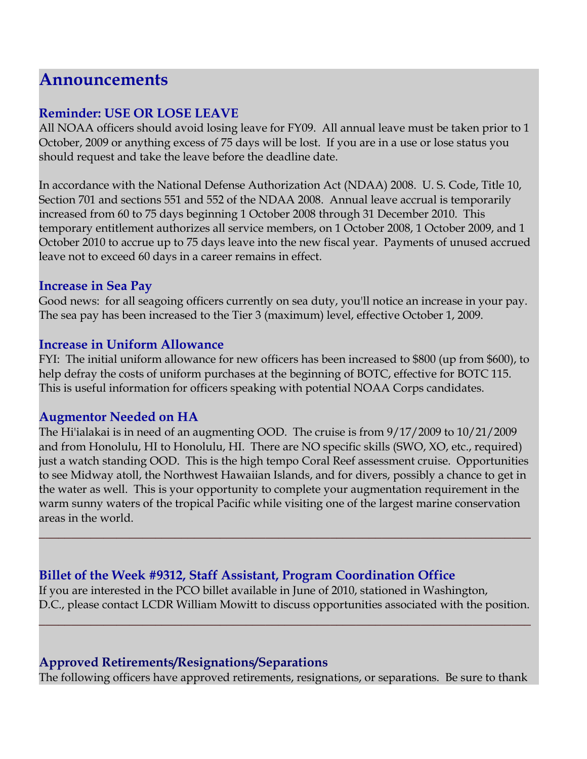# Announcements

### Reminder: USE OR LOSE LEAVE

All NOAA officers should avoid losing leave for FY09. All annual leave must be taken prior to 1 October, 2009 or anything excess of 75 days will be lost. If you are in a use or lose status you should request and take the leave before the deadline date.

In accordance with the National Defense Authorization Act (NDAA) 2008. U. S. Code, Title 10, Section 701 and sections 551 and 552 of the NDAA 2008. Annual leave accrual is temporarily increased from 60 to 75 days beginning 1 October 2008 through 31 December 2010. This temporary entitlement authorizes all service members, on 1 October 2008, 1 October 2009, and 1 October 2010 to accrue up to 75 days leave into the new fiscal year. Payments of unused accrued leave not to exceed 60 days in a career remains in effect.

### Increase in Sea Pay

Good news: for all seagoing officers currently on sea duty, you'll notice an increase in your pay. The sea pay has been increased to the Tier 3 (maximum) level, effective October 1, 2009.

### Increase in Uniform Allowance

FYI: The initial uniform allowance for new officers has been increased to $800 (up from $600), to help defray the costs of uniform purchases at the beginning of BOTC, effective for BOTC 115. This is useful information for officers speaking with potential NOAA Corps candidates.

### Augmentor Needed on HA

The Hi'ialakai is in need of an augmenting OOD. The cruise is from 9/17/2009 to 10/21/2009 and from Honolulu, HI to Honolulu, HI. There are NO specific skills (SWO, XO, etc., required) just a watch standing OOD. This is the high tempo Coral Reef assessment cruise. Opportunities to see Midway atoll, the Northwest Hawaiian Islands, and for divers, possibly a chance to get in the water as well. This is your opportunity to complete your augmentation requirement in the warm sunny waters of the tropical Pacific while visiting one of the largest marine conservation areas in the world.

---

### Billet of the Week #9312, Staff Assistant, Program Coordination Office

If you are interested in the PCO billet available in June of 2010, stationed in Washington, D.C., please contact LCDR William Mowitt to discuss opportunities associated with the position.

---

### Approved Retirements/Resignations/Separations

The following officers have approved retirements, resignations, or separations. Be sure to thank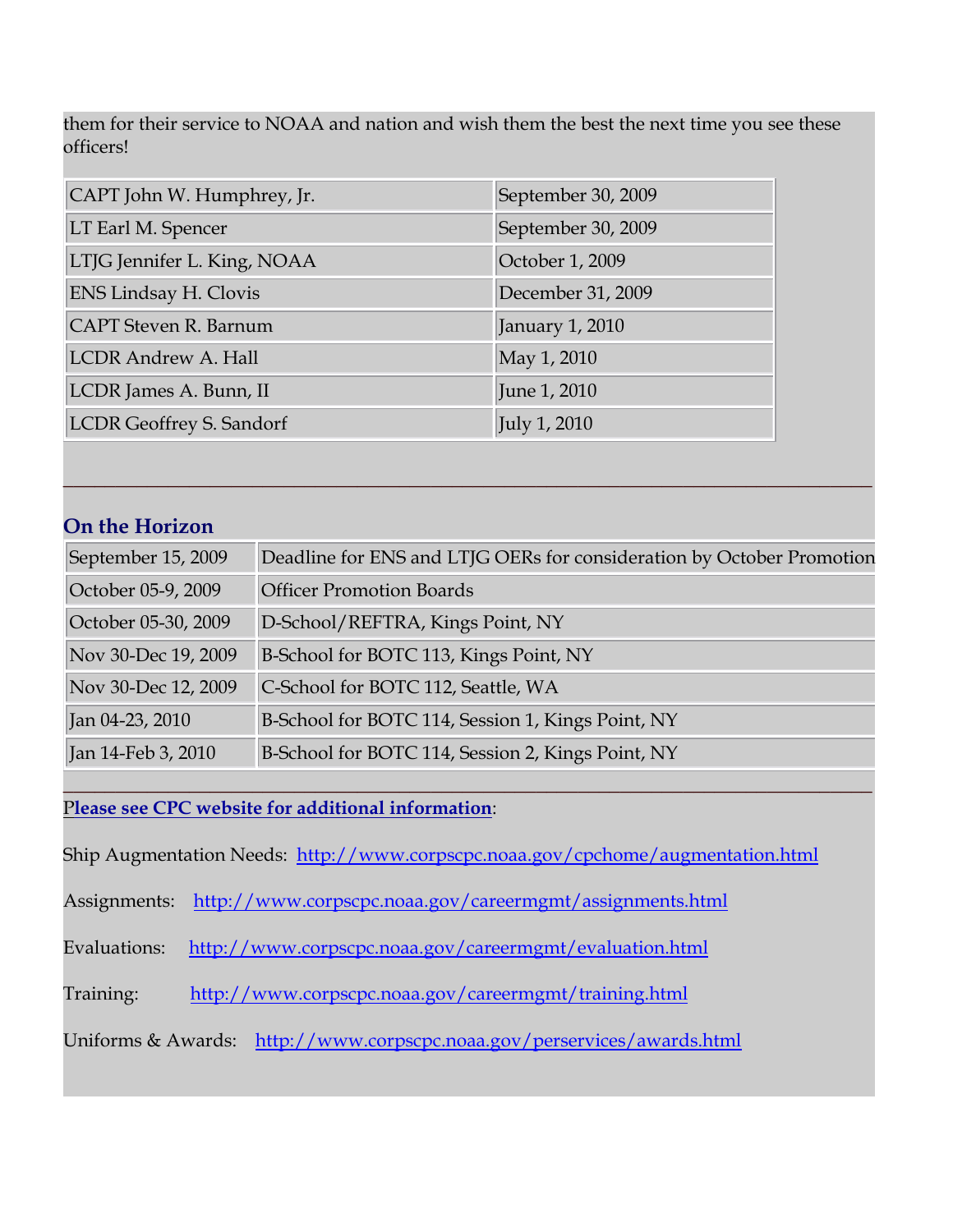them for their service to NOAA and nation and wish them the best the next time you see these officers!

| | |
|---|---|
| CAPT John W. Humphrey, Jr. | September 30, 2009 |
| LT Earl M. Spencer | September 30, 2009 |
| LTJG Jennifer L. King, NOAA | October 1, 2009 |
| ENS Lindsay H. Clovis | December 31, 2009 |
| CAPT Steven R. Barnum | January 1, 2010 |
| LCDR Andrew A. Hall | May 1, 2010 |
| LCDR James A. Bunn, II | June 1, 2010 |
| LCDR Geoffrey S. Sandorf | July 1, 2010 |

---

## On the Horizon

| | |
|---|---|
| September 15, 2009 | Deadline for ENS and LTJG OERs for consideration by October Promotion |
| October 05-9, 2009 | Officer Promotion Boards |
| October 05-30, 2009 | D-School/REFTRA, Kings Point, NY |
| Nov 30-Dec 19, 2009 | B-School for BOTC 113, Kings Point, NY |
| Nov 30-Dec 12, 2009 | C-School for BOTC 112, Seattle, WA |
| Jan 04-23, 2010 | B-School for BOTC 114, Session 1, Kings Point, NY |
| Jan 14-Feb 3, 2010 | B-School for BOTC 114, Session 2, Kings Point, NY |

---

**Please see CPC website for additional information**:

Ship Augmentation Needs: http://www.corpscpc.noaa.gov/cpchome/augmentation.html

Assignments: http://www.corpscpc.noaa.gov/careermgmt/assignments.html

Evaluations: http://www.corpscpc.noaa.gov/careermgmt/evaluation.html

Training: http://www.corpscpc.noaa.gov/careermgmt/training.html

Uniforms & Awards: http://www.corpscpc.noaa.gov/perservices/awards.html